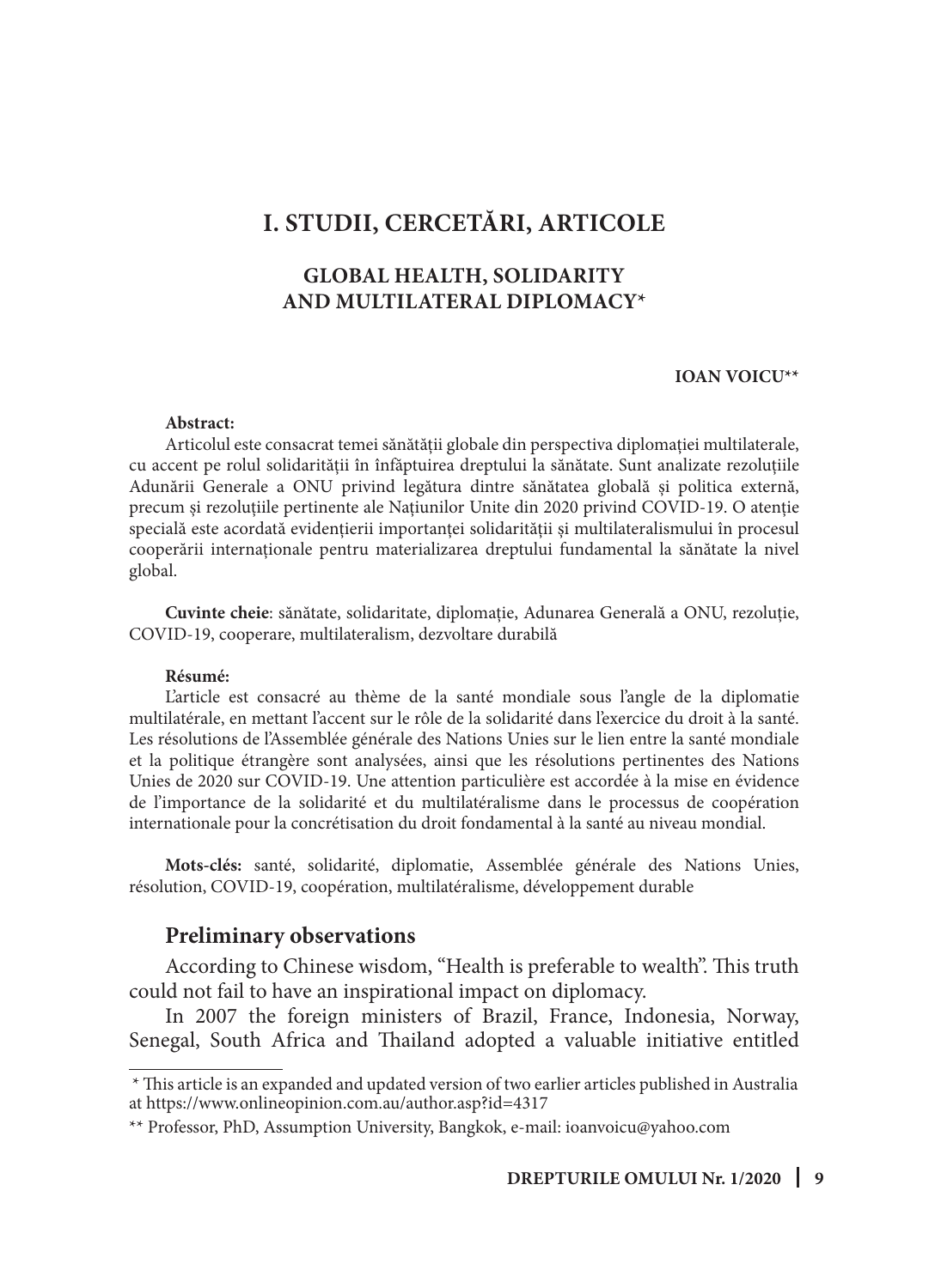# I. STUDII, CERCETĂRI, ARTICOLE

## GLOBAL HEALTH, SOLIDARITY AND MULTILATERAL DIPLOMACY*

**IOAN VOICU****

**Abstract:**

Articolul este consacrat temei sănătății globale din perspectiva diplomației multilaterale, cu accent pe rolul solidarității în înfăptuirea dreptului la sănătate. Sunt analizate rezoluțiile Adunării Generale a ONU privind legătura dintre sănătatea globală și politica externă, precum și rezoluțiile pertinente ale Națiunilor Unite din 2020 privind COVID-19. O atenție specială este acordată evidențierii importanței solidarității și multilateralismului în procesul cooperării internaționale pentru materializarea dreptului fundamental la sănătate la nivel global.

**Cuvinte cheie**: sănătate, solidaritate, diplomație, Adunarea Generală a ONU, rezoluție, COVID-19, cooperare, multilateralism, dezvoltare durabilă

**Résumé:**

L'article est consacré au thème de la santé mondiale sous l'angle de la diplomatie multilatérale, en mettant l'accent sur le rôle de la solidarité dans l'exercice du droit à la santé. Les résolutions de l'Assemblée générale des Nations Unies sur le lien entre la santé mondiale et la politique étrangère sont analysées, ainsi que les résolutions pertinentes des Nations Unies de 2020 sur COVID-19. Une attention particulière est accordée à la mise en évidence de l'importance de la solidarité et du multilatéralisme dans le processus de coopération internationale pour la concrétisation du droit fondamental à la santé au niveau mondial.

**Mots-clés:** santé, solidarité, diplomatie, Assemblée générale des Nations Unies, résolution, COVID-19, coopération, multilatéralisme, développement durable

### Preliminary observations

According to Chinese wisdom, "Health is preferable to wealth". This truth could not fail to have an inspirational impact on diplomacy.

In 2007 the foreign ministers of Brazil, France, Indonesia, Norway, Senegal, South Africa and Thailand adopted a valuable initiative entitled

---

* This article is an expanded and updated version of two earlier articles published in Australia at https://www.onlineopinion.com.au/author.asp?id=4317

** Professor, PhD, Assumption University, Bangkok, e-mail: ioanvoicu@yahoo.com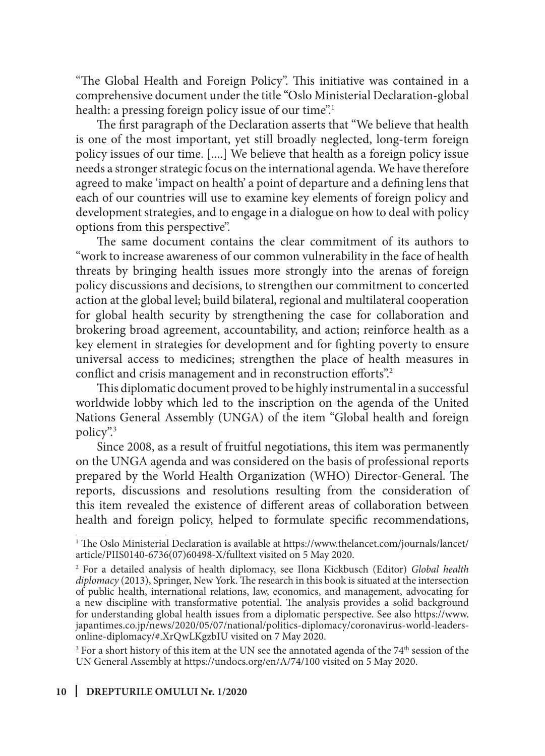"The Global Health and Foreign Policy". This initiative was contained in a comprehensive document under the title "Oslo Ministerial Declaration-global health: a pressing foreign policy issue of our time".[1]

The first paragraph of the Declaration asserts that "We believe that health is one of the most important, yet still broadly neglected, long-term foreign policy issues of our time. [....] We believe that health as a foreign policy issue needs a stronger strategic focus on the international agenda. We have therefore agreed to make 'impact on health' a point of departure and a defining lens that each of our countries will use to examine key elements of foreign policy and development strategies, and to engage in a dialogue on how to deal with policy options from this perspective".

The same document contains the clear commitment of its authors to "work to increase awareness of our common vulnerability in the face of health threats by bringing health issues more strongly into the arenas of foreign policy discussions and decisions, to strengthen our commitment to concerted action at the global level; build bilateral, regional and multilateral cooperation for global health security by strengthening the case for collaboration and brokering broad agreement, accountability, and action; reinforce health as a key element in strategies for development and for fighting poverty to ensure universal access to medicines; strengthen the place of health measures in conflict and crisis management and in reconstruction efforts".[2]

This diplomatic document proved to be highly instrumental in a successful worldwide lobby which led to the inscription on the agenda of the United Nations General Assembly (UNGA) of the item "Global health and foreign policy".[3]

Since 2008, as a result of fruitful negotiations, this item was permanently on the UNGA agenda and was considered on the basis of professional reports prepared by the World Health Organization (WHO) Director-General. The reports, discussions and resolutions resulting from the consideration of this item revealed the existence of different areas of collaboration between health and foreign policy, helped to formulate specific recommendations,

---

[1] The Oslo Ministerial Declaration is available at https://www.thelancet.com/journals/lancet/article/PIIS0140-6736(07)60498-X/fulltext visited on 5 May 2020.

[2] For a detailed analysis of health diplomacy, see Ilona Kickbusch (Editor) *Global health diplomacy* (2013), Springer, New York. The research in this book is situated at the intersection of public health, international relations, law, economics, and management, advocating for a new discipline with transformative potential. The analysis provides a solid background for understanding global health issues from a diplomatic perspective. See also https://www.japantimes.co.jp/news/2020/05/07/national/politics-diplomacy/coronavirus-world-leaders-online-diplomacy/#.XrQwLKgzbIU visited on 7 May 2020.

[3] For a short history of this item at the UN see the annotated agenda of the 74th session of the UN General Assembly at https://undocs.org/en/A/74/100 visited on 5 May 2020.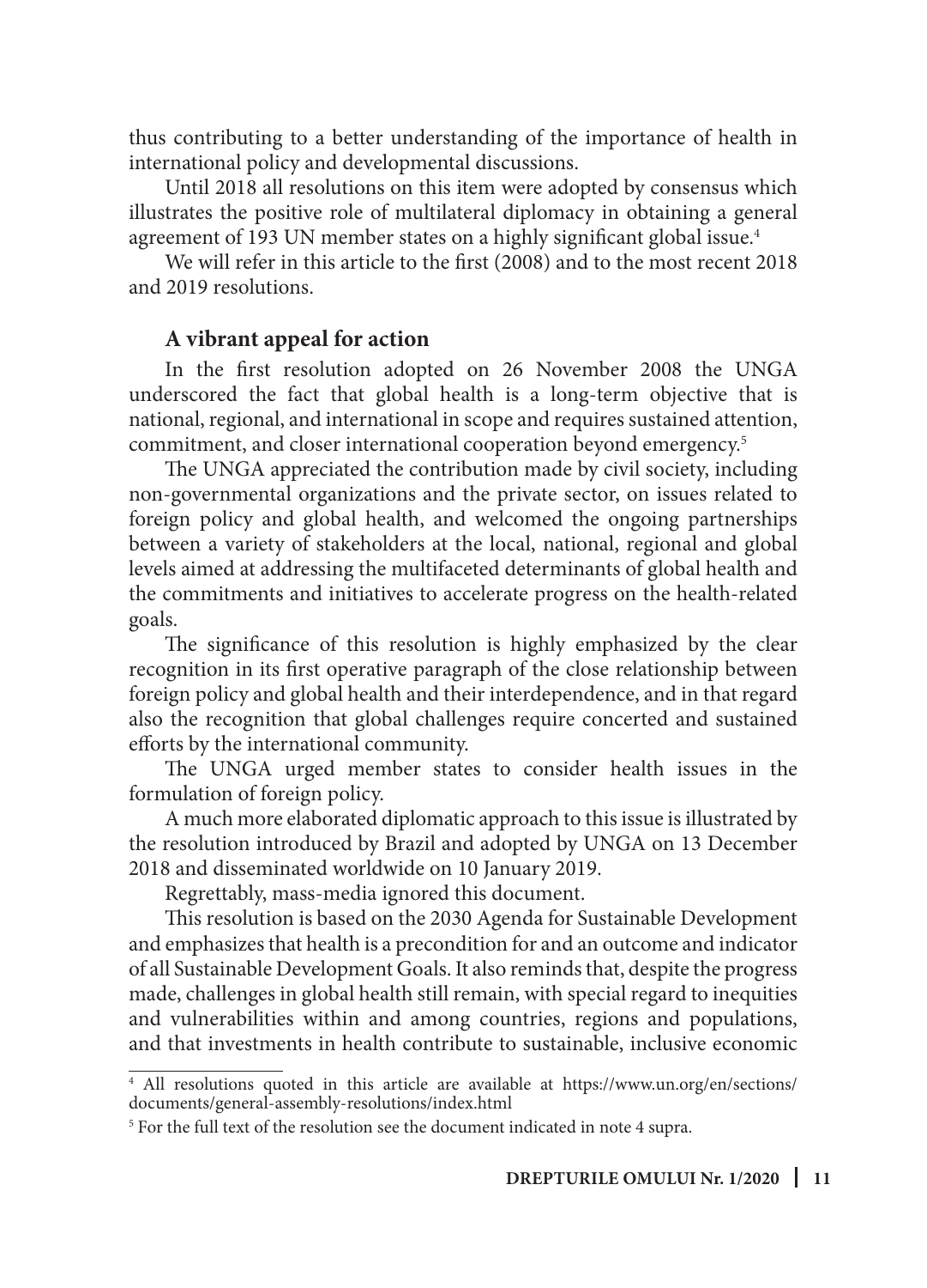thus contributing to a better understanding of the importance of health in international policy and developmental discussions.

Until 2018 all resolutions on this item were adopted by consensus which illustrates the positive role of multilateral diplomacy in obtaining a general agreement of 193 UN member states on a highly significant global issue.[4]

We will refer in this article to the first (2008) and to the most recent 2018 and 2019 resolutions.

### A vibrant appeal for action

In the first resolution adopted on 26 November 2008 the UNGA underscored the fact that global health is a long-term objective that is national, regional, and international in scope and requires sustained attention, commitment, and closer international cooperation beyond emergency.[5]

The UNGA appreciated the contribution made by civil society, including non-governmental organizations and the private sector, on issues related to foreign policy and global health, and welcomed the ongoing partnerships between a variety of stakeholders at the local, national, regional and global levels aimed at addressing the multifaceted determinants of global health and the commitments and initiatives to accelerate progress on the health-related goals.

The significance of this resolution is highly emphasized by the clear recognition in its first operative paragraph of the close relationship between foreign policy and global health and their interdependence, and in that regard also the recognition that global challenges require concerted and sustained efforts by the international community.

The UNGA urged member states to consider health issues in the formulation of foreign policy.

A much more elaborated diplomatic approach to this issue is illustrated by the resolution introduced by Brazil and adopted by UNGA on 13 December 2018 and disseminated worldwide on 10 January 2019.

Regrettably, mass-media ignored this document.

This resolution is based on the 2030 Agenda for Sustainable Development and emphasizes that health is a precondition for and an outcome and indicator of all Sustainable Development Goals. It also reminds that, despite the progress made, challenges in global health still remain, with special regard to inequities and vulnerabilities within and among countries, regions and populations, and that investments in health contribute to sustainable, inclusive economic

---

[4] All resolutions quoted in this article are available at https://www.un.org/en/sections/documents/general-assembly-resolutions/index.html

[5] For the full text of the resolution see the document indicated in note 4 supra.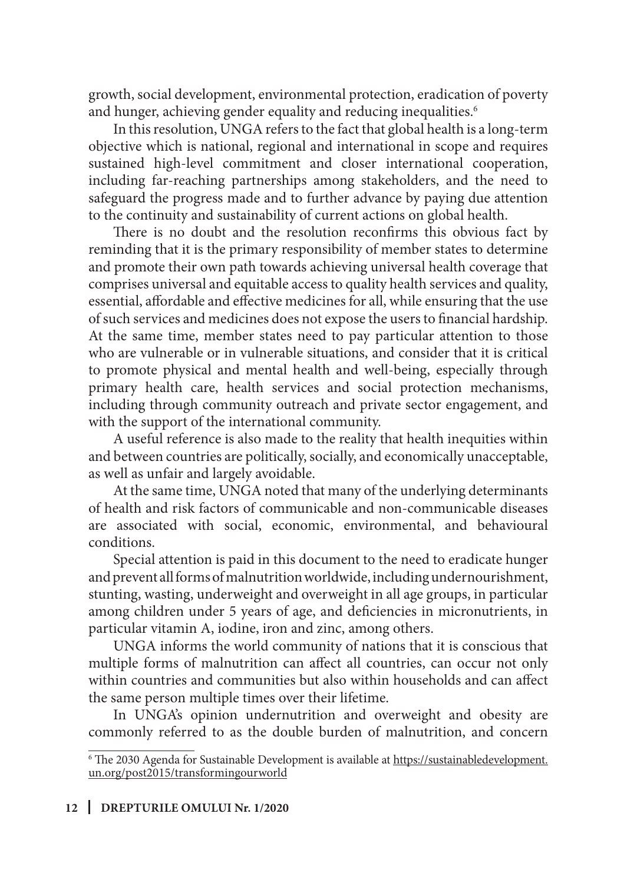growth, social development, environmental protection, eradication of poverty and hunger, achieving gender equality and reducing inequalities.[6]

In this resolution, UNGA refers to the fact that global health is a long-term objective which is national, regional and international in scope and requires sustained high-level commitment and closer international cooperation, including far-reaching partnerships among stakeholders, and the need to safeguard the progress made and to further advance by paying due attention to the continuity and sustainability of current actions on global health.

There is no doubt and the resolution reconfirms this obvious fact by reminding that it is the primary responsibility of member states to determine and promote their own path towards achieving universal health coverage that comprises universal and equitable access to quality health services and quality, essential, affordable and effective medicines for all, while ensuring that the use of such services and medicines does not expose the users to financial hardship. At the same time, member states need to pay particular attention to those who are vulnerable or in vulnerable situations, and consider that it is critical to promote physical and mental health and well-being, especially through primary health care, health services and social protection mechanisms, including through community outreach and private sector engagement, and with the support of the international community.

A useful reference is also made to the reality that health inequities within and between countries are politically, socially, and economically unacceptable, as well as unfair and largely avoidable.

At the same time, UNGA noted that many of the underlying determinants of health and risk factors of communicable and non-communicable diseases are associated with social, economic, environmental, and behavioural conditions.

Special attention is paid in this document to the need to eradicate hunger and prevent all forms of malnutrition worldwide, including undernourishment, stunting, wasting, underweight and overweight in all age groups, in particular among children under 5 years of age, and deficiencies in micronutrients, in particular vitamin A, iodine, iron and zinc, among others.

UNGA informs the world community of nations that it is conscious that multiple forms of malnutrition can affect all countries, can occur not only within countries and communities but also within households and can affect the same person multiple times over their lifetime.

In UNGA's opinion undernutrition and overweight and obesity are commonly referred to as the double burden of malnutrition, and concern

---

[6] The 2030 Agenda for Sustainable Development is available at https://sustainabledevelopment.un.org/post2015/transformingourworld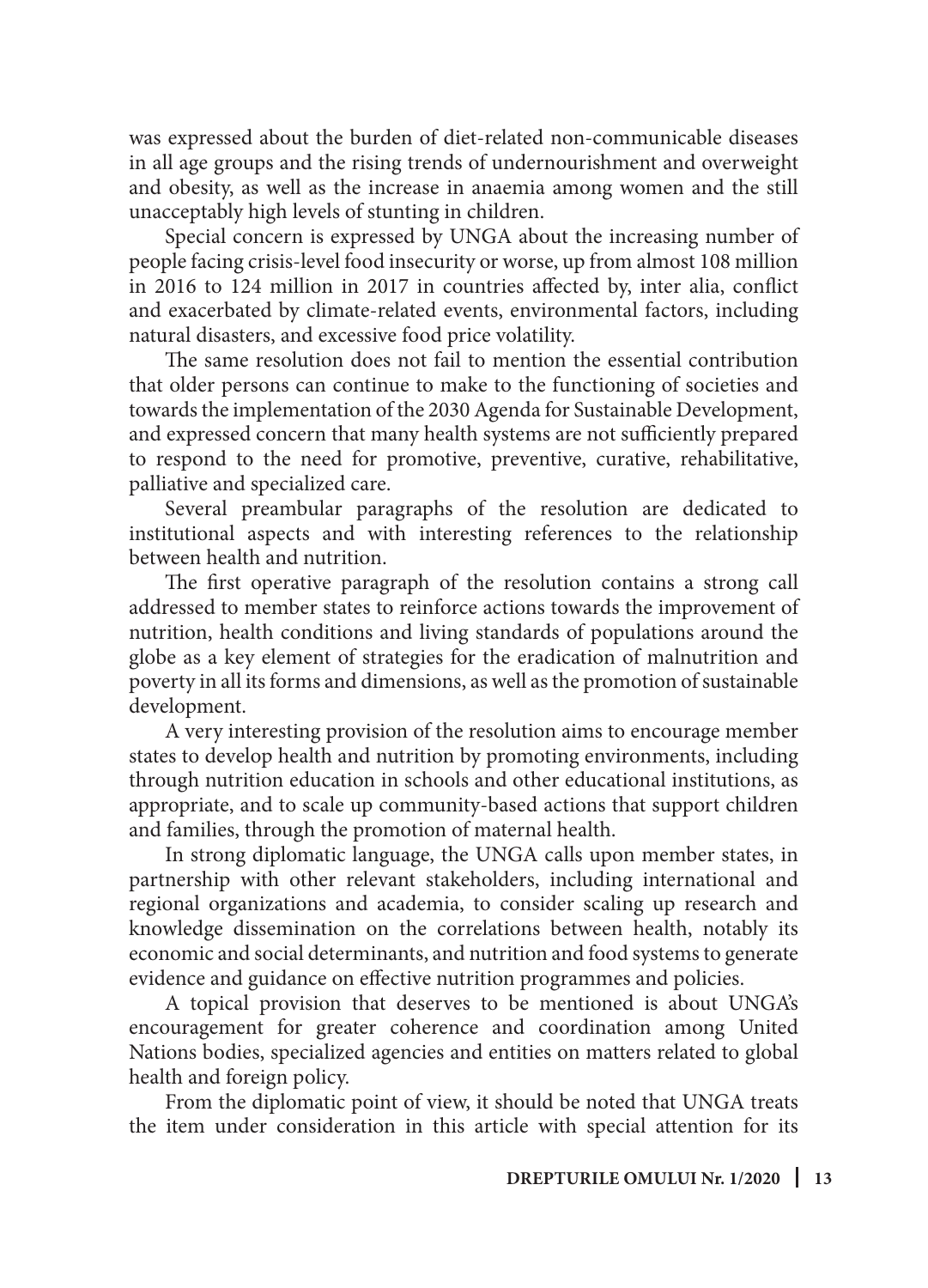was expressed about the burden of diet-related non-communicable diseases in all age groups and the rising trends of undernourishment and overweight and obesity, as well as the increase in anaemia among women and the still unacceptably high levels of stunting in children.

Special concern is expressed by UNGA about the increasing number of people facing crisis-level food insecurity or worse, up from almost 108 million in 2016 to 124 million in 2017 in countries affected by, inter alia, conflict and exacerbated by climate-related events, environmental factors, including natural disasters, and excessive food price volatility.

The same resolution does not fail to mention the essential contribution that older persons can continue to make to the functioning of societies and towards the implementation of the 2030 Agenda for Sustainable Development, and expressed concern that many health systems are not sufficiently prepared to respond to the need for promotive, preventive, curative, rehabilitative, palliative and specialized care.

Several preambular paragraphs of the resolution are dedicated to institutional aspects and with interesting references to the relationship between health and nutrition.

The first operative paragraph of the resolution contains a strong call addressed to member states to reinforce actions towards the improvement of nutrition, health conditions and living standards of populations around the globe as a key element of strategies for the eradication of malnutrition and poverty in all its forms and dimensions, as well as the promotion of sustainable development.

A very interesting provision of the resolution aims to encourage member states to develop health and nutrition by promoting environments, including through nutrition education in schools and other educational institutions, as appropriate, and to scale up community-based actions that support children and families, through the promotion of maternal health.

In strong diplomatic language, the UNGA calls upon member states, in partnership with other relevant stakeholders, including international and regional organizations and academia, to consider scaling up research and knowledge dissemination on the correlations between health, notably its economic and social determinants, and nutrition and food systems to generate evidence and guidance on effective nutrition programmes and policies.

A topical provision that deserves to be mentioned is about UNGA's encouragement for greater coherence and coordination among United Nations bodies, specialized agencies and entities on matters related to global health and foreign policy.

From the diplomatic point of view, it should be noted that UNGA treats the item under consideration in this article with special attention for its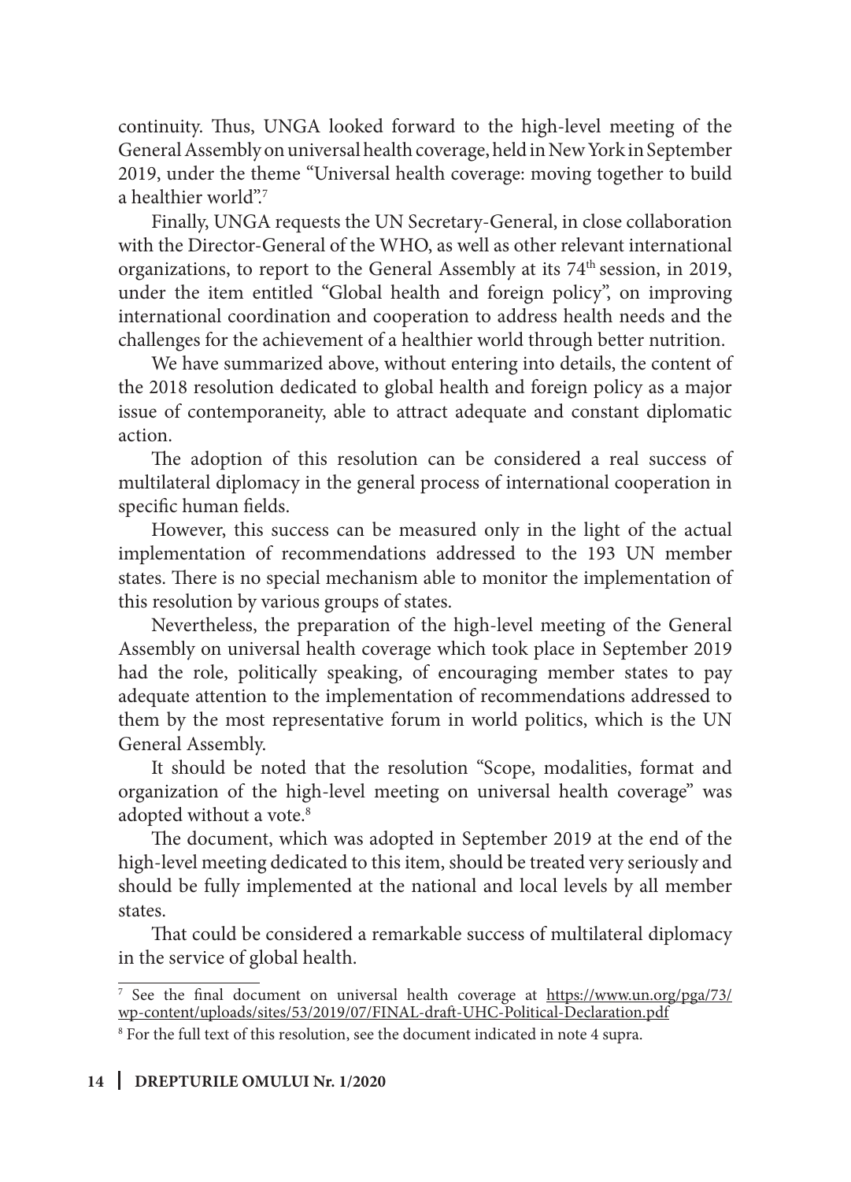continuity. Thus, UNGA looked forward to the high-level meeting of the General Assembly on universal health coverage, held in New York in September 2019, under the theme "Universal health coverage: moving together to build a healthier world".[7]

Finally, UNGA requests the UN Secretary-General, in close collaboration with the Director-General of the WHO, as well as other relevant international organizations, to report to the General Assembly at its 74th session, in 2019, under the item entitled "Global health and foreign policy", on improving international coordination and cooperation to address health needs and the challenges for the achievement of a healthier world through better nutrition.

We have summarized above, without entering into details, the content of the 2018 resolution dedicated to global health and foreign policy as a major issue of contemporaneity, able to attract adequate and constant diplomatic action.

The adoption of this resolution can be considered a real success of multilateral diplomacy in the general process of international cooperation in specific human fields.

However, this success can be measured only in the light of the actual implementation of recommendations addressed to the 193 UN member states. There is no special mechanism able to monitor the implementation of this resolution by various groups of states.

Nevertheless, the preparation of the high-level meeting of the General Assembly on universal health coverage which took place in September 2019 had the role, politically speaking, of encouraging member states to pay adequate attention to the implementation of recommendations addressed to them by the most representative forum in world politics, which is the UN General Assembly.

It should be noted that the resolution "Scope, modalities, format and organization of the high-level meeting on universal health coverage" was adopted without a vote.[8]

The document, which was adopted in September 2019 at the end of the high-level meeting dedicated to this item, should be treated very seriously and should be fully implemented at the national and local levels by all member states.

That could be considered a remarkable success of multilateral diplomacy in the service of global health.

---

[7] See the final document on universal health coverage at https://www.un.org/pga/73/wp-content/uploads/sites/53/2019/07/FINAL-draft-UHC-Political-Declaration.pdf

[8] For the full text of this resolution, see the document indicated in note 4 supra.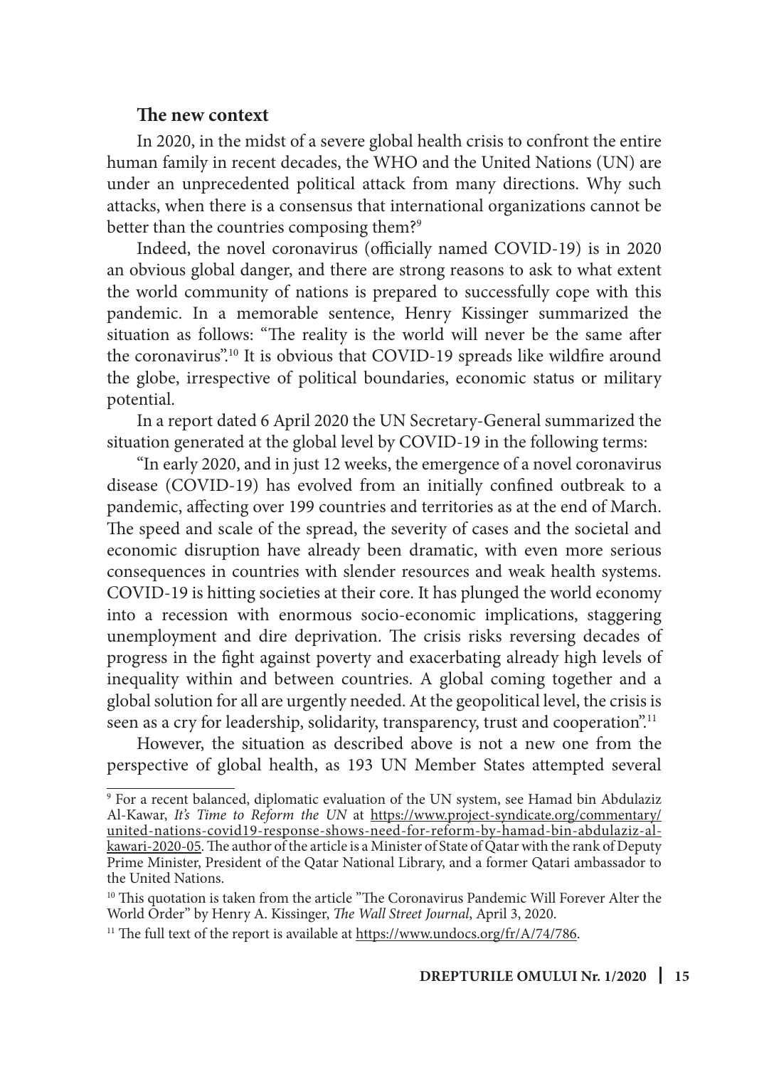### The new context

In 2020, in the midst of a severe global health crisis to confront the entire human family in recent decades, the WHO and the United Nations (UN) are under an unprecedented political attack from many directions. Why such attacks, when there is a consensus that international organizations cannot be better than the countries composing them?[9]

Indeed, the novel coronavirus (officially named COVID-19) is in 2020 an obvious global danger, and there are strong reasons to ask to what extent the world community of nations is prepared to successfully cope with this pandemic. In a memorable sentence, Henry Kissinger summarized the situation as follows: "The reality is the world will never be the same after the coronavirus".[10] It is obvious that COVID-19 spreads like wildfire around the globe, irrespective of political boundaries, economic status or military potential.

In a report dated 6 April 2020 the UN Secretary-General summarized the situation generated at the global level by COVID-19 in the following terms:

"In early 2020, and in just 12 weeks, the emergence of a novel coronavirus disease (COVID-19) has evolved from an initially confined outbreak to a pandemic, affecting over 199 countries and territories as at the end of March. The speed and scale of the spread, the severity of cases and the societal and economic disruption have already been dramatic, with even more serious consequences in countries with slender resources and weak health systems. COVID-19 is hitting societies at their core. It has plunged the world economy into a recession with enormous socio-economic implications, staggering unemployment and dire deprivation. The crisis risks reversing decades of progress in the fight against poverty and exacerbating already high levels of inequality within and between countries. A global coming together and a global solution for all are urgently needed. At the geopolitical level, the crisis is seen as a cry for leadership, solidarity, transparency, trust and cooperation".[11]

However, the situation as described above is not a new one from the perspective of global health, as 193 UN Member States attempted several

---

[9] For a recent balanced, diplomatic evaluation of the UN system, see Hamad bin Abdulaziz Al-Kawar, *It's Time to Reform the UN* at https://www.project-syndicate.org/commentary/united-nations-covid19-response-shows-need-for-reform-by-hamad-bin-abdulaziz-al-kawari-2020-05. The author of the article is a Minister of State of Qatar with the rank of Deputy Prime Minister, President of the Qatar National Library, and a former Qatari ambassador to the United Nations.

[10] This quotation is taken from the article "The Coronavirus Pandemic Will Forever Alter the World Order" by Henry A. Kissinger, *The Wall Street Journal*, April 3, 2020.

[11] The full text of the report is available at https://www.undocs.org/fr/A/74/786.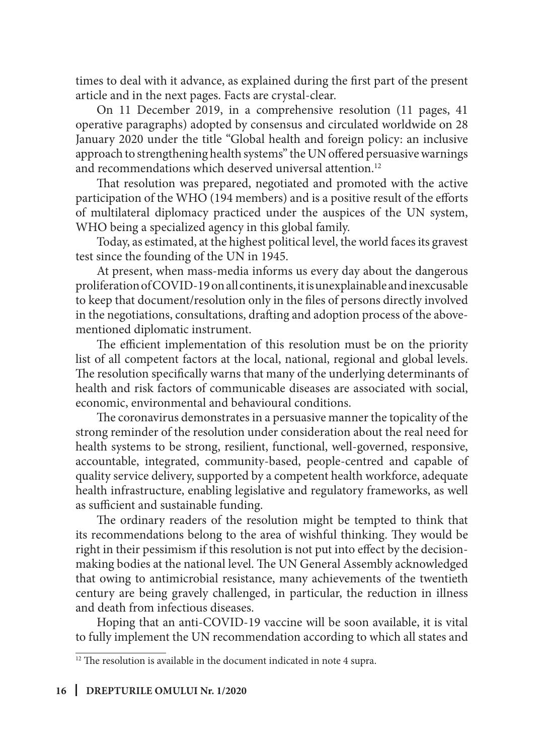times to deal with it advance, as explained during the first part of the present article and in the next pages. Facts are crystal-clear.

On 11 December 2019, in a comprehensive resolution (11 pages, 41 operative paragraphs) adopted by consensus and circulated worldwide on 28 January 2020 under the title "Global health and foreign policy: an inclusive approach to strengthening health systems" the UN offered persuasive warnings and recommendations which deserved universal attention.[12]

That resolution was prepared, negotiated and promoted with the active participation of the WHO (194 members) and is a positive result of the efforts of multilateral diplomacy practiced under the auspices of the UN system, WHO being a specialized agency in this global family.

Today, as estimated, at the highest political level, the world faces its gravest test since the founding of the UN in 1945.

At present, when mass-media informs us every day about the dangerous proliferation of COVID-19 on all continents, it is unexplainable and inexcusable to keep that document/resolution only in the files of persons directly involved in the negotiations, consultations, drafting and adoption process of the above-mentioned diplomatic instrument.

The efficient implementation of this resolution must be on the priority list of all competent factors at the local, national, regional and global levels. The resolution specifically warns that many of the underlying determinants of health and risk factors of communicable diseases are associated with social, economic, environmental and behavioural conditions.

The coronavirus demonstrates in a persuasive manner the topicality of the strong reminder of the resolution under consideration about the real need for health systems to be strong, resilient, functional, well-governed, responsive, accountable, integrated, community-based, people-centred and capable of quality service delivery, supported by a competent health workforce, adequate health infrastructure, enabling legislative and regulatory frameworks, as well as sufficient and sustainable funding.

The ordinary readers of the resolution might be tempted to think that its recommendations belong to the area of wishful thinking. They would be right in their pessimism if this resolution is not put into effect by the decision-making bodies at the national level. The UN General Assembly acknowledged that owing to antimicrobial resistance, many achievements of the twentieth century are being gravely challenged, in particular, the reduction in illness and death from infectious diseases.

Hoping that an anti-COVID-19 vaccine will be soon available, it is vital to fully implement the UN recommendation according to which all states and

[12] The resolution is available in the document indicated in note 4 supra.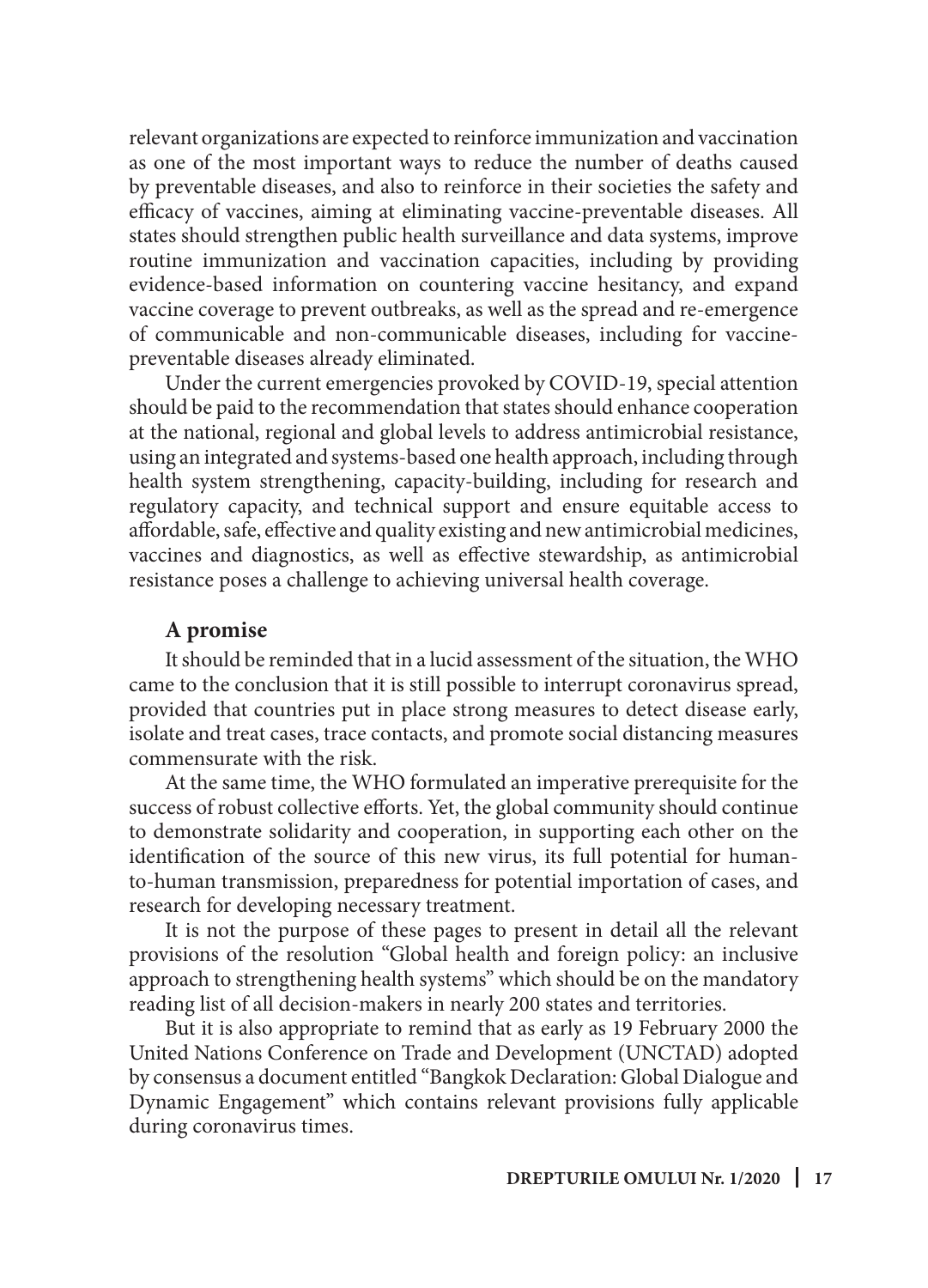relevant organizations are expected to reinforce immunization and vaccination as one of the most important ways to reduce the number of deaths caused by preventable diseases, and also to reinforce in their societies the safety and efficacy of vaccines, aiming at eliminating vaccine-preventable diseases. All states should strengthen public health surveillance and data systems, improve routine immunization and vaccination capacities, including by providing evidence-based information on countering vaccine hesitancy, and expand vaccine coverage to prevent outbreaks, as well as the spread and re-emergence of communicable and non-communicable diseases, including for vaccine-preventable diseases already eliminated.

Under the current emergencies provoked by COVID-19, special attention should be paid to the recommendation that states should enhance cooperation at the national, regional and global levels to address antimicrobial resistance, using an integrated and systems-based one health approach, including through health system strengthening, capacity-building, including for research and regulatory capacity, and technical support and ensure equitable access to affordable, safe, effective and quality existing and new antimicrobial medicines, vaccines and diagnostics, as well as effective stewardship, as antimicrobial resistance poses a challenge to achieving universal health coverage.

## A promise

It should be reminded that in a lucid assessment of the situation, the WHO came to the conclusion that it is still possible to interrupt coronavirus spread, provided that countries put in place strong measures to detect disease early, isolate and treat cases, trace contacts, and promote social distancing measures commensurate with the risk.

At the same time, the WHO formulated an imperative prerequisite for the success of robust collective efforts. Yet, the global community should continue to demonstrate solidarity and cooperation, in supporting each other on the identification of the source of this new virus, its full potential for human-to-human transmission, preparedness for potential importation of cases, and research for developing necessary treatment.

It is not the purpose of these pages to present in detail all the relevant provisions of the resolution "Global health and foreign policy: an inclusive approach to strengthening health systems" which should be on the mandatory reading list of all decision-makers in nearly 200 states and territories.

But it is also appropriate to remind that as early as 19 February 2000 the United Nations Conference on Trade and Development (UNCTAD) adopted by consensus a document entitled "Bangkok Declaration: Global Dialogue and Dynamic Engagement" which contains relevant provisions fully applicable during coronavirus times.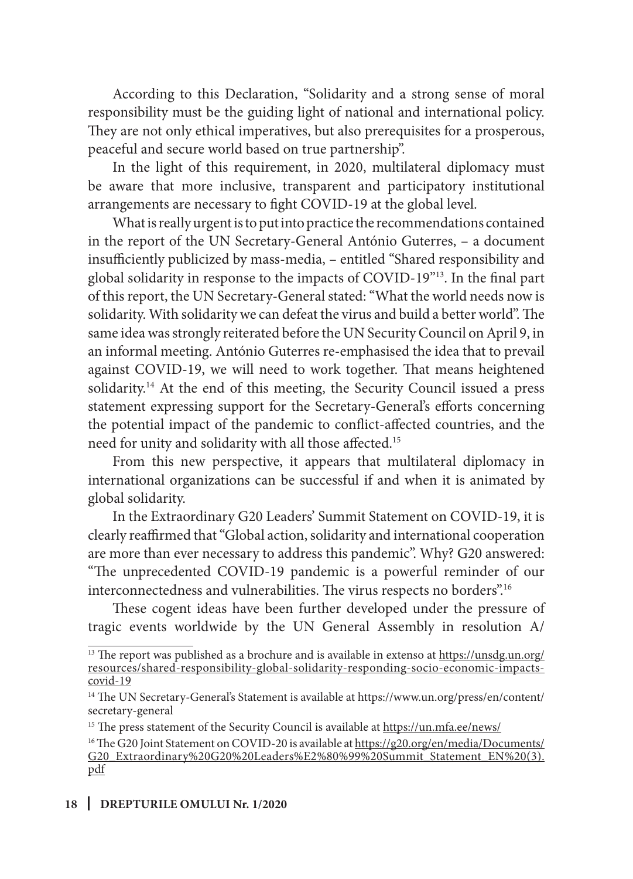According to this Declaration, "Solidarity and a strong sense of moral responsibility must be the guiding light of national and international policy. They are not only ethical imperatives, but also prerequisites for a prosperous, peaceful and secure world based on true partnership".

In the light of this requirement, in 2020, multilateral diplomacy must be aware that more inclusive, transparent and participatory institutional arrangements are necessary to fight COVID-19 at the global level.

What is really urgent is to put into practice the recommendations contained in the report of the UN Secretary-General António Guterres, – a document insufficiently publicized by mass-media, – entitled "Shared responsibility and global solidarity in response to the impacts of COVID-19"[13]. In the final part of this report, the UN Secretary-General stated: "What the world needs now is solidarity. With solidarity we can defeat the virus and build a better world". The same idea was strongly reiterated before the UN Security Council on April 9, in an informal meeting. António Guterres re-emphasised the idea that to prevail against COVID-19, we will need to work together. That means heightened solidarity.[14] At the end of this meeting, the Security Council issued a press statement expressing support for the Secretary-General's efforts concerning the potential impact of the pandemic to conflict-affected countries, and the need for unity and solidarity with all those affected.[15]

From this new perspective, it appears that multilateral diplomacy in international organizations can be successful if and when it is animated by global solidarity.

In the Extraordinary G20 Leaders' Summit Statement on COVID-19, it is clearly reaffirmed that "Global action, solidarity and international cooperation are more than ever necessary to address this pandemic". Why? G20 answered: "The unprecedented COVID-19 pandemic is a powerful reminder of our interconnectedness and vulnerabilities. The virus respects no borders".[16]

These cogent ideas have been further developed under the pressure of tragic events worldwide by the UN General Assembly in resolution A/

---

[13] The report was published as a brochure and is available in extenso at https://unsdg.un.org/resources/shared-responsibility-global-solidarity-responding-socio-economic-impacts-covid-19

[14] The UN Secretary-General's Statement is available at https://www.un.org/press/en/content/secretary-general

[15] The press statement of the Security Council is available at https://un.mfa.ee/news/

[16] The G20 Joint Statement on COVID-20 is available at https://g20.org/en/media/Documents/G20_Extraordinary%20G20%20Leaders%E2%80%99%20Summit_Statement_EN%20(3).pdf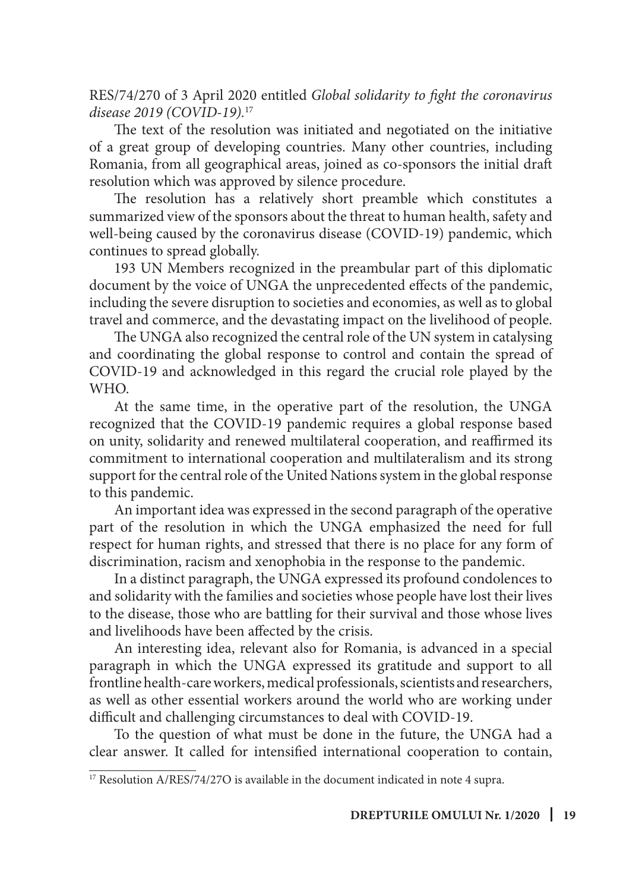RES/74/270 of 3 April 2020 entitled *Global solidarity to fight the coronavirus disease 2019 (COVID-19)*.[17]

The text of the resolution was initiated and negotiated on the initiative of a great group of developing countries. Many other countries, including Romania, from all geographical areas, joined as co-sponsors the initial draft resolution which was approved by silence procedure.

The resolution has a relatively short preamble which constitutes a summarized view of the sponsors about the threat to human health, safety and well-being caused by the coronavirus disease (COVID-19) pandemic, which continues to spread globally.

193 UN Members recognized in the preambular part of this diplomatic document by the voice of UNGA the unprecedented effects of the pandemic, including the severe disruption to societies and economies, as well as to global travel and commerce, and the devastating impact on the livelihood of people.

The UNGA also recognized the central role of the UN system in catalysing and coordinating the global response to control and contain the spread of COVID-19 and acknowledged in this regard the crucial role played by the WHO.

At the same time, in the operative part of the resolution, the UNGA recognized that the COVID-19 pandemic requires a global response based on unity, solidarity and renewed multilateral cooperation, and reaffirmed its commitment to international cooperation and multilateralism and its strong support for the central role of the United Nations system in the global response to this pandemic.

An important idea was expressed in the second paragraph of the operative part of the resolution in which the UNGA emphasized the need for full respect for human rights, and stressed that there is no place for any form of discrimination, racism and xenophobia in the response to the pandemic.

In a distinct paragraph, the UNGA expressed its profound condolences to and solidarity with the families and societies whose people have lost their lives to the disease, those who are battling for their survival and those whose lives and livelihoods have been affected by the crisis.

An interesting idea, relevant also for Romania, is advanced in a special paragraph in which the UNGA expressed its gratitude and support to all frontline health-care workers, medical professionals, scientists and researchers, as well as other essential workers around the world who are working under difficult and challenging circumstances to deal with COVID-19.

To the question of what must be done in the future, the UNGA had a clear answer. It called for intensified international cooperation to contain,

---

[17] Resolution A/RES/74/27O is available in the document indicated in note 4 supra.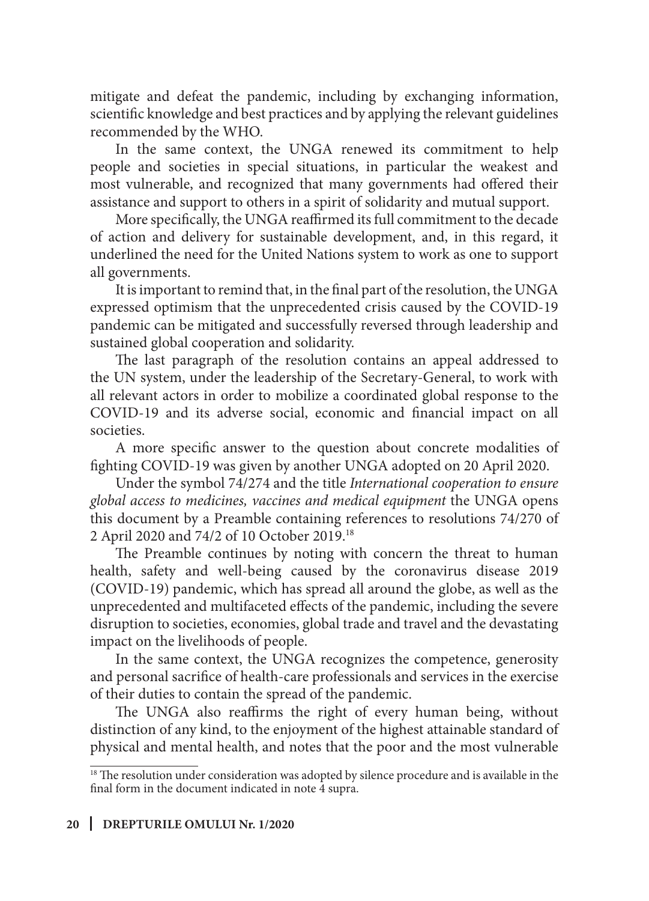mitigate and defeat the pandemic, including by exchanging information, scientific knowledge and best practices and by applying the relevant guidelines recommended by the WHO.

In the same context, the UNGA renewed its commitment to help people and societies in special situations, in particular the weakest and most vulnerable, and recognized that many governments had offered their assistance and support to others in a spirit of solidarity and mutual support.

More specifically, the UNGA reaffirmed its full commitment to the decade of action and delivery for sustainable development, and, in this regard, it underlined the need for the United Nations system to work as one to support all governments.

It is important to remind that, in the final part of the resolution, the UNGA expressed optimism that the unprecedented crisis caused by the COVID-19 pandemic can be mitigated and successfully reversed through leadership and sustained global cooperation and solidarity.

The last paragraph of the resolution contains an appeal addressed to the UN system, under the leadership of the Secretary-General, to work with all relevant actors in order to mobilize a coordinated global response to the COVID-19 and its adverse social, economic and financial impact on all societies.

A more specific answer to the question about concrete modalities of fighting COVID-19 was given by another UNGA adopted on 20 April 2020.

Under the symbol 74/274 and the title *International cooperation to ensure global access to medicines, vaccines and medical equipment* the UNGA opens this document by a Preamble containing references to resolutions 74/270 of 2 April 2020 and 74/2 of 10 October 2019.[18]

The Preamble continues by noting with concern the threat to human health, safety and well-being caused by the coronavirus disease 2019 (COVID-19) pandemic, which has spread all around the globe, as well as the unprecedented and multifaceted effects of the pandemic, including the severe disruption to societies, economies, global trade and travel and the devastating impact on the livelihoods of people.

In the same context, the UNGA recognizes the competence, generosity and personal sacrifice of health-care professionals and services in the exercise of their duties to contain the spread of the pandemic.

The UNGA also reaffirms the right of every human being, without distinction of any kind, to the enjoyment of the highest attainable standard of physical and mental health, and notes that the poor and the most vulnerable

[18] The resolution under consideration was adopted by silence procedure and is available in the final form in the document indicated in note 4 supra.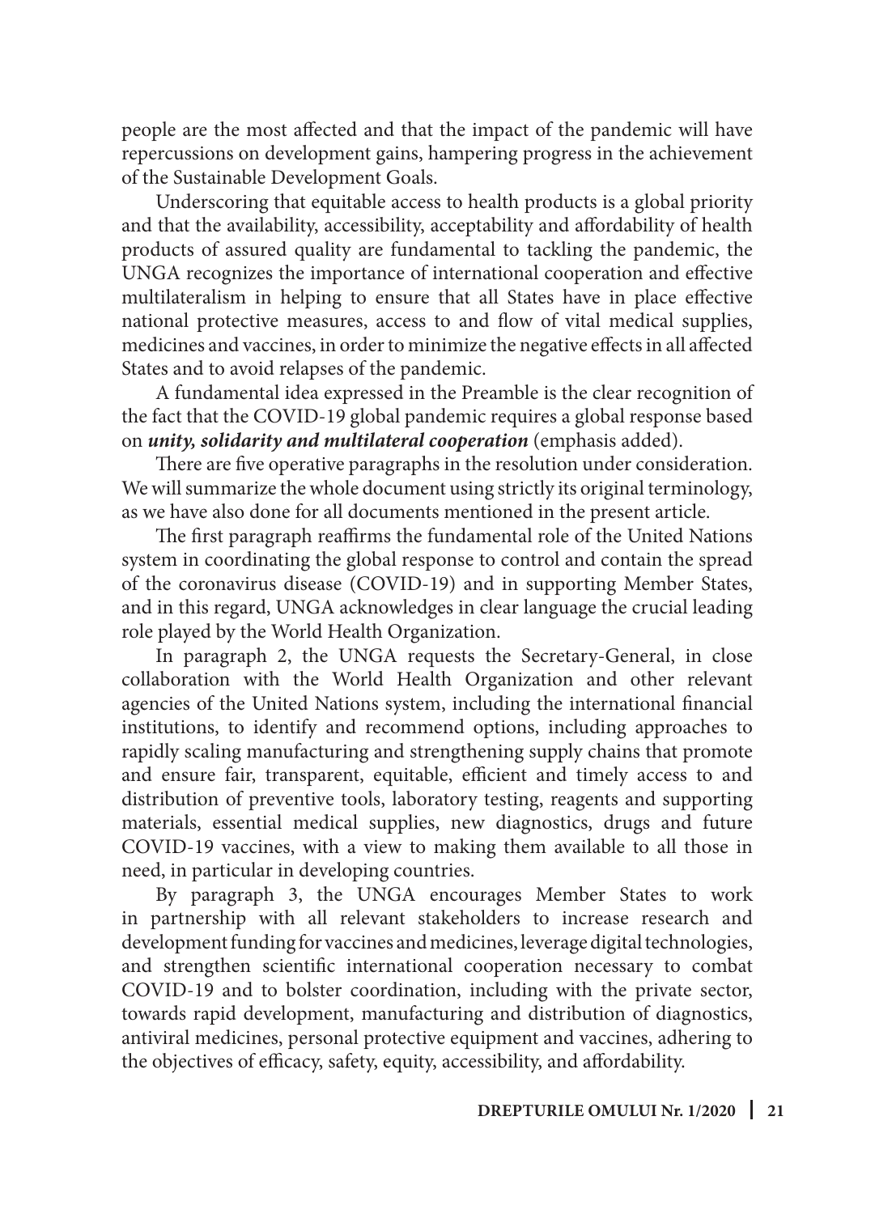people are the most affected and that the impact of the pandemic will have repercussions on development gains, hampering progress in the achievement of the Sustainable Development Goals.

Underscoring that equitable access to health products is a global priority and that the availability, accessibility, acceptability and affordability of health products of assured quality are fundamental to tackling the pandemic, the UNGA recognizes the importance of international cooperation and effective multilateralism in helping to ensure that all States have in place effective national protective measures, access to and flow of vital medical supplies, medicines and vaccines, in order to minimize the negative effects in all affected States and to avoid relapses of the pandemic.

A fundamental idea expressed in the Preamble is the clear recognition of the fact that the COVID-19 global pandemic requires a global response based on ***unity, solidarity and multilateral cooperation*** (emphasis added).

There are five operative paragraphs in the resolution under consideration. We will summarize the whole document using strictly its original terminology, as we have also done for all documents mentioned in the present article.

The first paragraph reaffirms the fundamental role of the United Nations system in coordinating the global response to control and contain the spread of the coronavirus disease (COVID-19) and in supporting Member States, and in this regard, UNGA acknowledges in clear language the crucial leading role played by the World Health Organization.

In paragraph 2, the UNGA requests the Secretary-General, in close collaboration with the World Health Organization and other relevant agencies of the United Nations system, including the international financial institutions, to identify and recommend options, including approaches to rapidly scaling manufacturing and strengthening supply chains that promote and ensure fair, transparent, equitable, efficient and timely access to and distribution of preventive tools, laboratory testing, reagents and supporting materials, essential medical supplies, new diagnostics, drugs and future COVID-19 vaccines, with a view to making them available to all those in need, in particular in developing countries.

By paragraph 3, the UNGA encourages Member States to work in partnership with all relevant stakeholders to increase research and development funding for vaccines and medicines, leverage digital technologies, and strengthen scientific international cooperation necessary to combat COVID-19 and to bolster coordination, including with the private sector, towards rapid development, manufacturing and distribution of diagnostics, antiviral medicines, personal protective equipment and vaccines, adhering to the objectives of efficacy, safety, equity, accessibility, and affordability.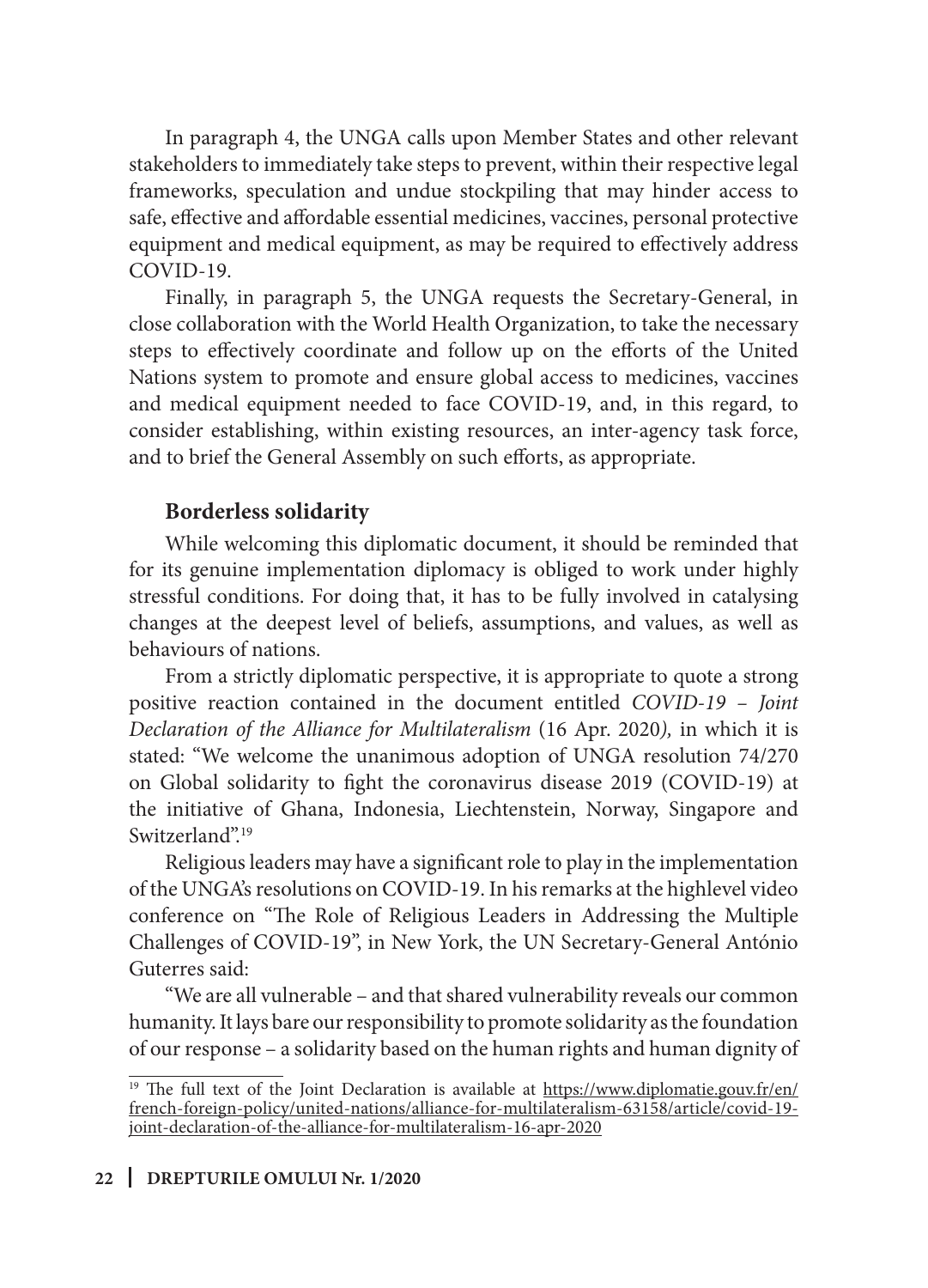In paragraph 4, the UNGA calls upon Member States and other relevant stakeholders to immediately take steps to prevent, within their respective legal frameworks, speculation and undue stockpiling that may hinder access to safe, effective and affordable essential medicines, vaccines, personal protective equipment and medical equipment, as may be required to effectively address COVID-19.

Finally, in paragraph 5, the UNGA requests the Secretary-General, in close collaboration with the World Health Organization, to take the necessary steps to effectively coordinate and follow up on the efforts of the United Nations system to promote and ensure global access to medicines, vaccines and medical equipment needed to face COVID-19, and, in this regard, to consider establishing, within existing resources, an inter-agency task force, and to brief the General Assembly on such efforts, as appropriate.

## Borderless solidarity

While welcoming this diplomatic document, it should be reminded that for its genuine implementation diplomacy is obliged to work under highly stressful conditions. For doing that, it has to be fully involved in catalysing changes at the deepest level of beliefs, assumptions, and values, as well as behaviours of nations.

From a strictly diplomatic perspective, it is appropriate to quote a strong positive reaction contained in the document entitled *COVID-19 – Joint Declaration of the Alliance for Multilateralism* (16 Apr. 2020), in which it is stated: "We welcome the unanimous adoption of UNGA resolution 74/270 on Global solidarity to fight the coronavirus disease 2019 (COVID-19) at the initiative of Ghana, Indonesia, Liechtenstein, Norway, Singapore and Switzerland".[19]

Religious leaders may have a significant role to play in the implementation of the UNGA's resolutions on COVID-19. In his remarks at the highlevel video conference on "The Role of Religious Leaders in Addressing the Multiple Challenges of COVID-19", in New York, the UN Secretary-General António Guterres said:

"We are all vulnerable – and that shared vulnerability reveals our common humanity. It lays bare our responsibility to promote solidarity as the foundation of our response – a solidarity based on the human rights and human dignity of

---

[19] The full text of the Joint Declaration is available at https://www.diplomatie.gouv.fr/en/french-foreign-policy/united-nations/alliance-for-multilateralism-63158/article/covid-19-joint-declaration-of-the-alliance-for-multilateralism-16-apr-2020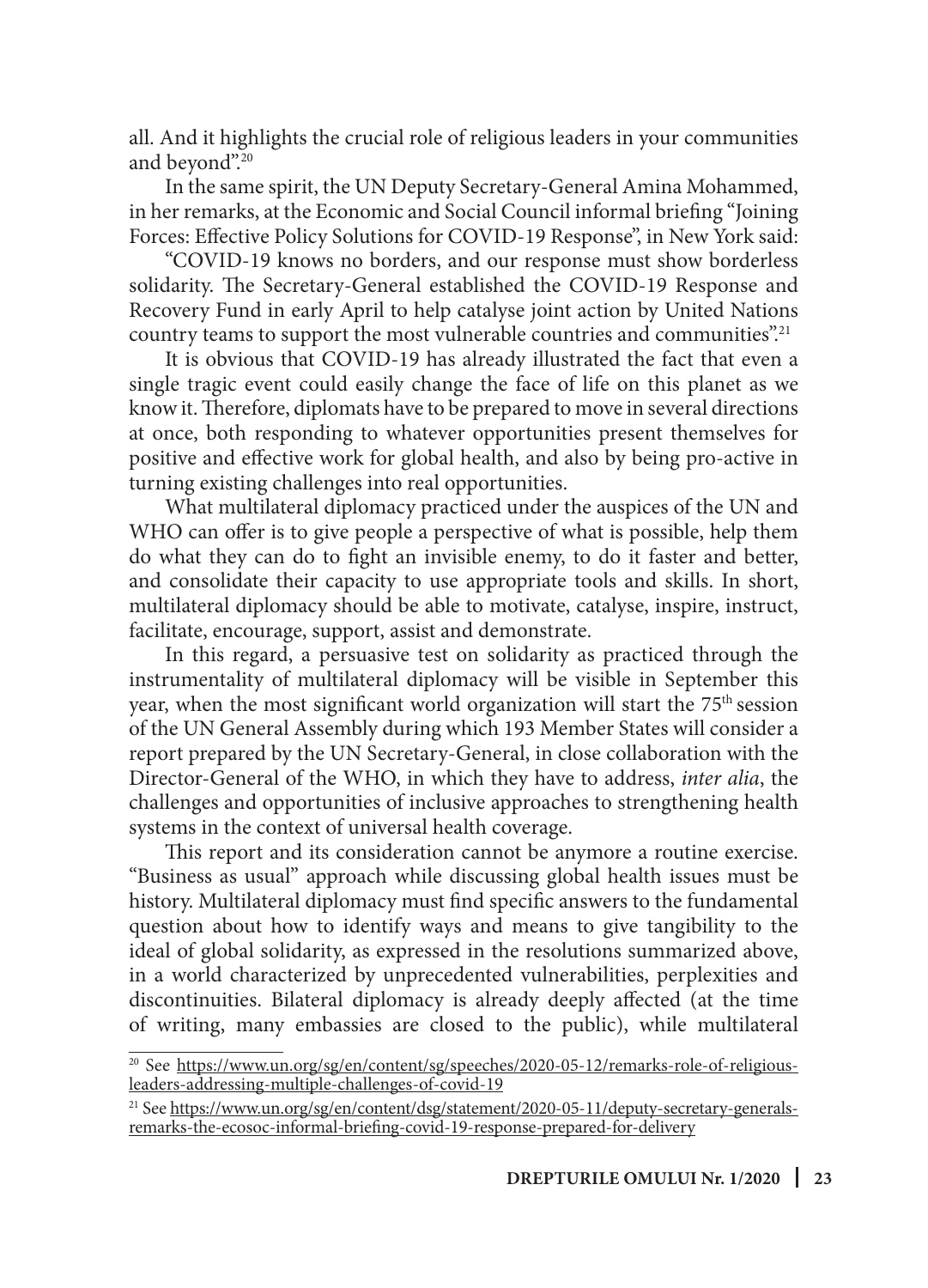all. And it highlights the crucial role of religious leaders in your communities and beyond".[20]

In the same spirit, the UN Deputy Secretary-General Amina Mohammed, in her remarks, at the Economic and Social Council informal briefing "Joining Forces: Effective Policy Solutions for COVID-19 Response", in New York said:

"COVID-19 knows no borders, and our response must show borderless solidarity. The Secretary-General established the COVID-19 Response and Recovery Fund in early April to help catalyse joint action by United Nations country teams to support the most vulnerable countries and communities".[21]

It is obvious that COVID-19 has already illustrated the fact that even a single tragic event could easily change the face of life on this planet as we know it. Therefore, diplomats have to be prepared to move in several directions at once, both responding to whatever opportunities present themselves for positive and effective work for global health, and also by being pro-active in turning existing challenges into real opportunities.

What multilateral diplomacy practiced under the auspices of the UN and WHO can offer is to give people a perspective of what is possible, help them do what they can do to fight an invisible enemy, to do it faster and better, and consolidate their capacity to use appropriate tools and skills. In short, multilateral diplomacy should be able to motivate, catalyse, inspire, instruct, facilitate, encourage, support, assist and demonstrate.

In this regard, a persuasive test on solidarity as practiced through the instrumentality of multilateral diplomacy will be visible in September this year, when the most significant world organization will start the 75th session of the UN General Assembly during which 193 Member States will consider a report prepared by the UN Secretary-General, in close collaboration with the Director-General of the WHO, in which they have to address, *inter alia*, the challenges and opportunities of inclusive approaches to strengthening health systems in the context of universal health coverage.

This report and its consideration cannot be anymore a routine exercise. "Business as usual" approach while discussing global health issues must be history. Multilateral diplomacy must find specific answers to the fundamental question about how to identify ways and means to give tangibility to the ideal of global solidarity, as expressed in the resolutions summarized above, in a world characterized by unprecedented vulnerabilities, perplexities and discontinuities. Bilateral diplomacy is already deeply affected (at the time of writing, many embassies are closed to the public), while multilateral

---

[20] See https://www.un.org/sg/en/content/sg/speeches/2020-05-12/remarks-role-of-religious-leaders-addressing-multiple-challenges-of-covid-19

[21] See https://www.un.org/sg/en/content/dsg/statement/2020-05-11/deputy-secretary-generals-remarks-the-ecosoc-informal-briefing-covid-19-response-prepared-for-delivery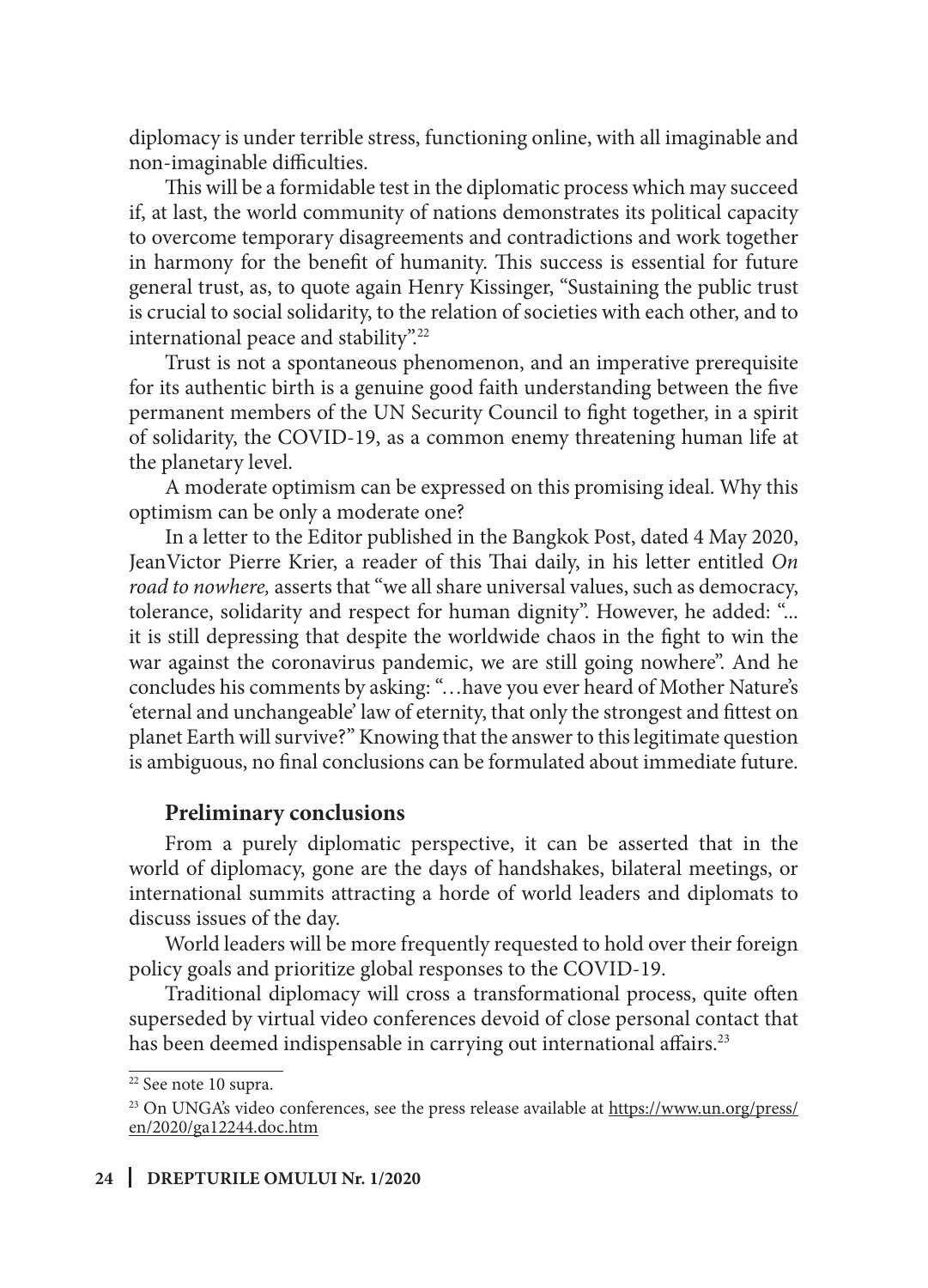diplomacy is under terrible stress, functioning online, with all imaginable and non-imaginable difficulties.

This will be a formidable test in the diplomatic process which may succeed if, at last, the world community of nations demonstrates its political capacity to overcome temporary disagreements and contradictions and work together in harmony for the benefit of humanity. This success is essential for future general trust, as, to quote again Henry Kissinger, "Sustaining the public trust is crucial to social solidarity, to the relation of societies with each other, and to international peace and stability".[22]

Trust is not a spontaneous phenomenon, and an imperative prerequisite for its authentic birth is a genuine good faith understanding between the five permanent members of the UN Security Council to fight together, in a spirit of solidarity, the COVID-19, as a common enemy threatening human life at the planetary level.

A moderate optimism can be expressed on this promising ideal. Why this optimism can be only a moderate one?

In a letter to the Editor published in the Bangkok Post, dated 4 May 2020, JeanVictor Pierre Krier, a reader of this Thai daily, in his letter entitled *On road to nowhere,* asserts that "we all share universal values, such as democracy, tolerance, solidarity and respect for human dignity". However, he added: "... it is still depressing that despite the worldwide chaos in the fight to win the war against the coronavirus pandemic, we are still going nowhere". And he concludes his comments by asking: "…have you ever heard of Mother Nature's 'eternal and unchangeable' law of eternity, that only the strongest and fittest on planet Earth will survive?" Knowing that the answer to this legitimate question is ambiguous, no final conclusions can be formulated about immediate future.

## Preliminary conclusions

From a purely diplomatic perspective, it can be asserted that in the world of diplomacy, gone are the days of handshakes, bilateral meetings, or international summits attracting a horde of world leaders and diplomats to discuss issues of the day.

World leaders will be more frequently requested to hold over their foreign policy goals and prioritize global responses to the COVID-19.

Traditional diplomacy will cross a transformational process, quite often superseded by virtual video conferences devoid of close personal contact that has been deemed indispensable in carrying out international affairs.[23]

---

[22] See note 10 supra.

[23] On UNGA's video conferences, see the press release available at https://www.un.org/press/en/2020/ga12244.doc.htm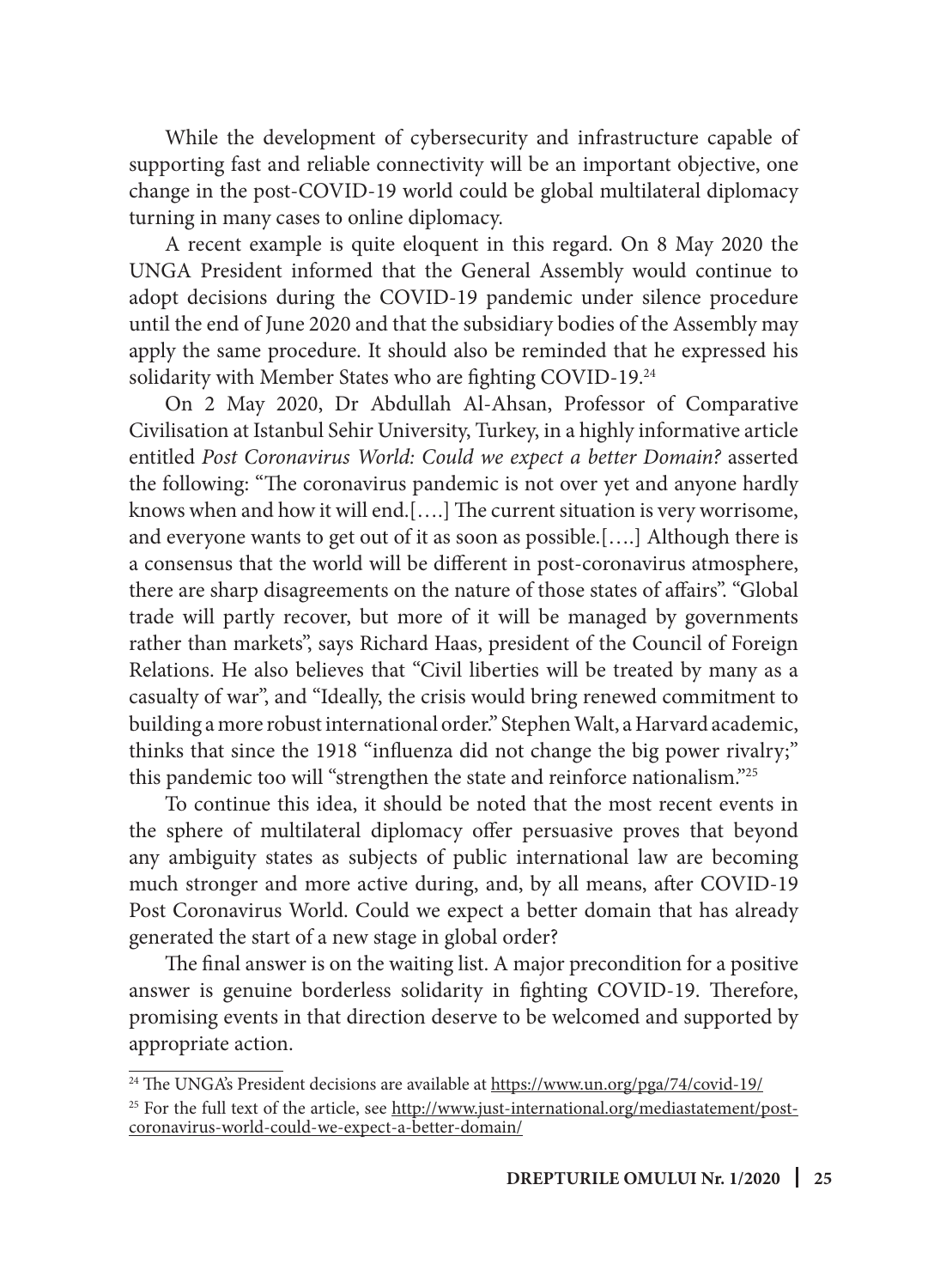While the development of cybersecurity and infrastructure capable of supporting fast and reliable connectivity will be an important objective, one change in the post-COVID-19 world could be global multilateral diplomacy turning in many cases to online diplomacy.

A recent example is quite eloquent in this regard. On 8 May 2020 the UNGA President informed that the General Assembly would continue to adopt decisions during the COVID-19 pandemic under silence procedure until the end of June 2020 and that the subsidiary bodies of the Assembly may apply the same procedure. It should also be reminded that he expressed his solidarity with Member States who are fighting COVID-19.[24]

On 2 May 2020, Dr Abdullah Al-Ahsan, Professor of Comparative Civilisation at Istanbul Sehir University, Turkey, in a highly informative article entitled *Post Coronavirus World: Could we expect a better Domain?* asserted the following: "The coronavirus pandemic is not over yet and anyone hardly knows when and how it will end.[….] The current situation is very worrisome, and everyone wants to get out of it as soon as possible.[….] Although there is a consensus that the world will be different in post-coronavirus atmosphere, there are sharp disagreements on the nature of those states of affairs". "Global trade will partly recover, but more of it will be managed by governments rather than markets", says Richard Haas, president of the Council of Foreign Relations. He also believes that "Civil liberties will be treated by many as a casualty of war", and "Ideally, the crisis would bring renewed commitment to building a more robust international order." Stephen Walt, a Harvard academic, thinks that since the 1918 "influenza did not change the big power rivalry;" this pandemic too will "strengthen the state and reinforce nationalism."[25]

To continue this idea, it should be noted that the most recent events in the sphere of multilateral diplomacy offer persuasive proves that beyond any ambiguity states as subjects of public international law are becoming much stronger and more active during, and, by all means, after COVID-19 Post Coronavirus World. Could we expect a better domain that has already generated the start of a new stage in global order?

The final answer is on the waiting list. A major precondition for a positive answer is genuine borderless solidarity in fighting COVID-19. Therefore, promising events in that direction deserve to be welcomed and supported by appropriate action.

---

[24] The UNGA's President decisions are available at https://www.un.org/pga/74/covid-19/

[25] For the full text of the article, see http://www.just-international.org/mediastatement/post-coronavirus-world-could-we-expect-a-better-domain/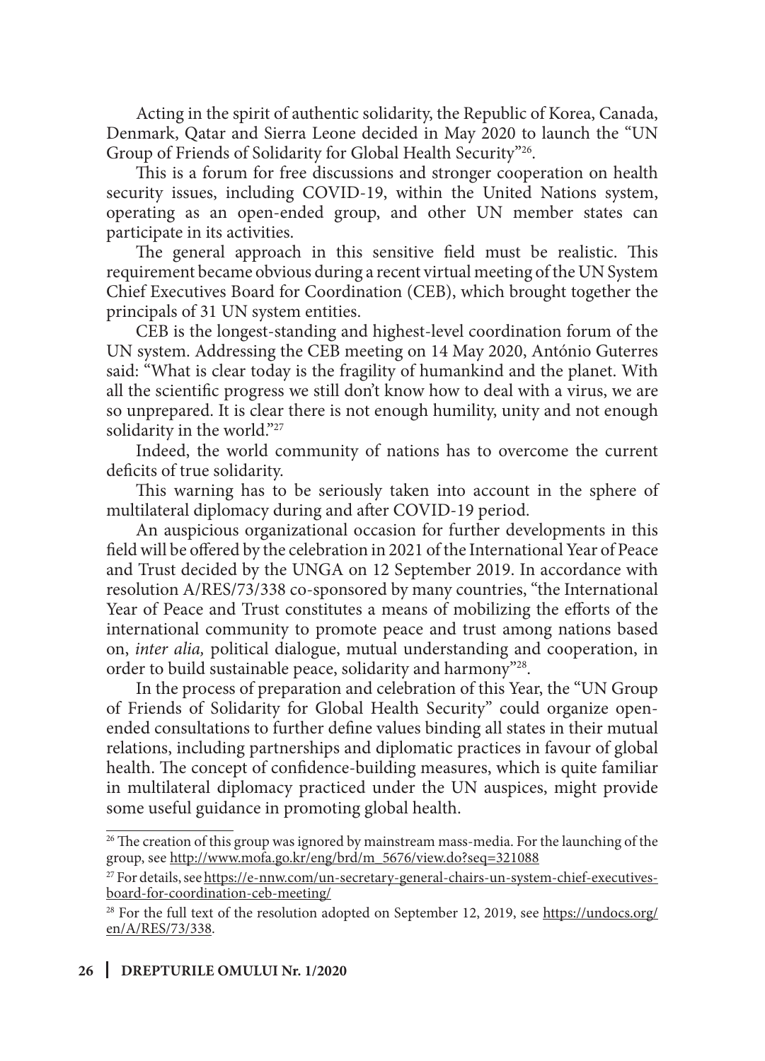Acting in the spirit of authentic solidarity, the Republic of Korea, Canada, Denmark, Qatar and Sierra Leone decided in May 2020 to launch the "UN Group of Friends of Solidarity for Global Health Security"[26].

This is a forum for free discussions and stronger cooperation on health security issues, including COVID-19, within the United Nations system, operating as an open-ended group, and other UN member states can participate in its activities.

The general approach in this sensitive field must be realistic. This requirement became obvious during a recent virtual meeting of the UN System Chief Executives Board for Coordination (CEB), which brought together the principals of 31 UN system entities.

CEB is the longest-standing and highest-level coordination forum of the UN system. Addressing the CEB meeting on 14 May 2020, António Guterres said: "What is clear today is the fragility of humankind and the planet. With all the scientific progress we still don't know how to deal with a virus, we are so unprepared. It is clear there is not enough humility, unity and not enough solidarity in the world."[27]

Indeed, the world community of nations has to overcome the current deficits of true solidarity.

This warning has to be seriously taken into account in the sphere of multilateral diplomacy during and after COVID-19 period.

An auspicious organizational occasion for further developments in this field will be offered by the celebration in 2021 of the International Year of Peace and Trust decided by the UNGA on 12 September 2019. In accordance with resolution A/RES/73/338 co-sponsored by many countries, "the International Year of Peace and Trust constitutes a means of mobilizing the efforts of the international community to promote peace and trust among nations based on, *inter alia,* political dialogue, mutual understanding and cooperation, in order to build sustainable peace, solidarity and harmony"[28].

In the process of preparation and celebration of this Year, the "UN Group of Friends of Solidarity for Global Health Security" could organize open-ended consultations to further define values binding all states in their mutual relations, including partnerships and diplomatic practices in favour of global health. The concept of confidence-building measures, which is quite familiar in multilateral diplomacy practiced under the UN auspices, might provide some useful guidance in promoting global health.

---

[26] The creation of this group was ignored by mainstream mass-media. For the launching of the group, see http://www.mofa.go.kr/eng/brd/m_5676/view.do?seq=321088

[27] For details, see https://e-nnw.com/un-secretary-general-chairs-un-system-chief-executives-board-for-coordination-ceb-meeting/

[28] For the full text of the resolution adopted on September 12, 2019, see https://undocs.org/en/A/RES/73/338.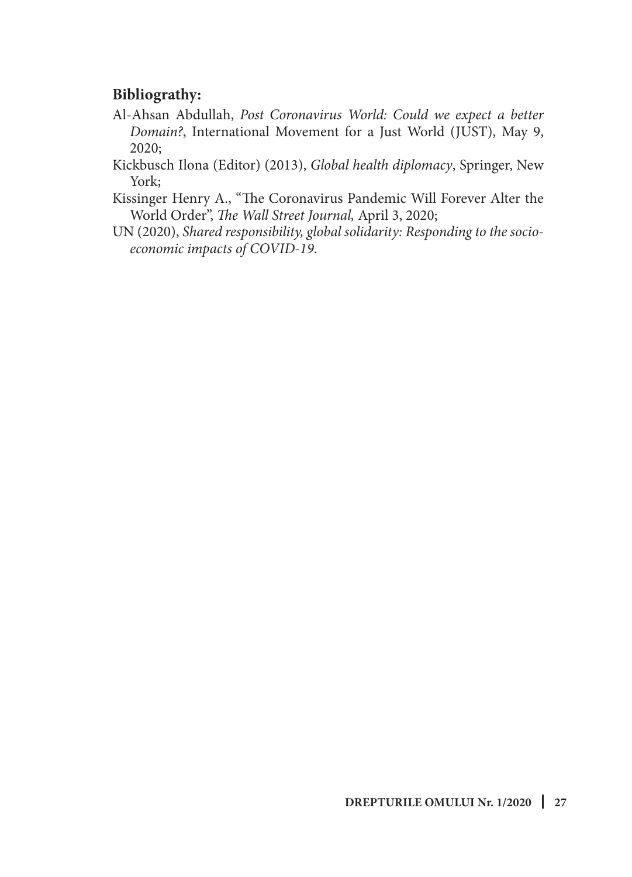**Bibliograthy:**

Al-Ahsan Abdullah, *Post Coronavirus World: Could we expect a better Domain?*, International Movement for a Just World (JUST), May 9, 2020;

Kickbusch Ilona (Editor) (2013), *Global health diplomacy*, Springer, New York;

Kissinger Henry A., "The Coronavirus Pandemic Will Forever Alter the World Order", *The Wall Street Journal,* April 3, 2020;

UN (2020), *Shared responsibility, global solidarity: Responding to the socio-economic impacts of COVID-19.*